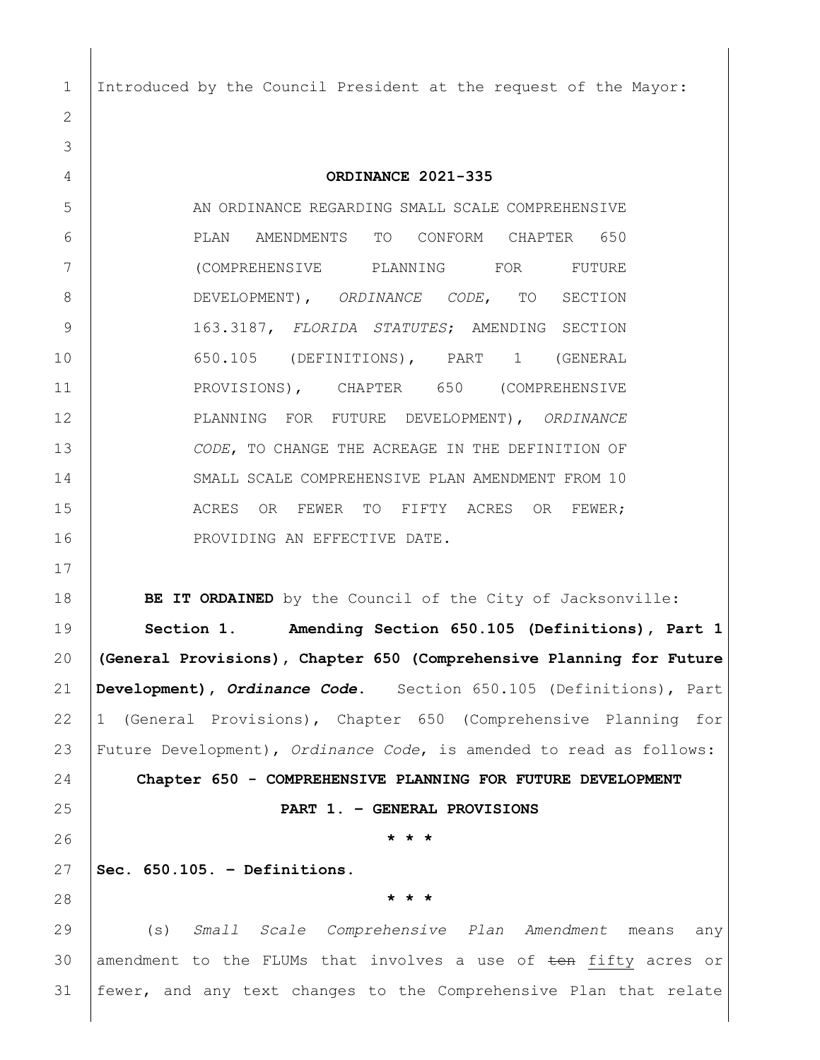Introduced by the Council President at the request of the Mayor:

**ORDINANCE 2021-335**

AN ORDINANCE REGARDING SMALL SCALE COMPREHENSIVE PLAN AMENDMENTS TO CONFORM CHAPTER 650 (COMPREHENSIVE PLANNING FOR FUTURE DEVELOPMENT), *ORDINANCE CODE*, TO SECTION 163.3187, *FLORIDA STATUTES*; AMENDING SECTION 650.105 (DEFINITIONS), PART 1 (GENERAL PROVISIONS), CHAPTER 650 (COMPREHENSIVE PLANNING FOR FUTURE DEVELOPMENT), *ORDINANCE CODE*, TO CHANGE THE ACREAGE IN THE DEFINITION OF SMALL SCALE COMPREHENSIVE PLAN AMENDMENT FROM 10 ACRES OR FEWER TO FIFTY ACRES OR FEWER; PROVIDING AN EFFECTIVE DATE.

**BE IT ORDAINED** by the Council of the City of Jacksonville:

**Section 1. Amending Section 650.105 (Definitions), Part 1 (General Provisions), Chapter 650 (Comprehensive Planning for Future Development), *Ordinance Code*.** Section 650.105 (Definitions), Part 1 (General Provisions), Chapter 650 (Comprehensive Planning for Future Development), *Ordinance Code*, is amended to read as follows:

**Chapter 650 - COMPREHENSIVE PLANNING FOR FUTURE DEVELOPMENT**

**PART 1. – GENERAL PROVISIONS**

**\* \* \***

**Sec. 650.105. – Definitions.**

**\* \* \***

(s) *Small Scale Comprehensive Plan Amendment* means any amendment to the FLUMs that involves a use of ~~ten~~ <u>fifty</u> acres or fewer, and any text changes to the Comprehensive Plan that relate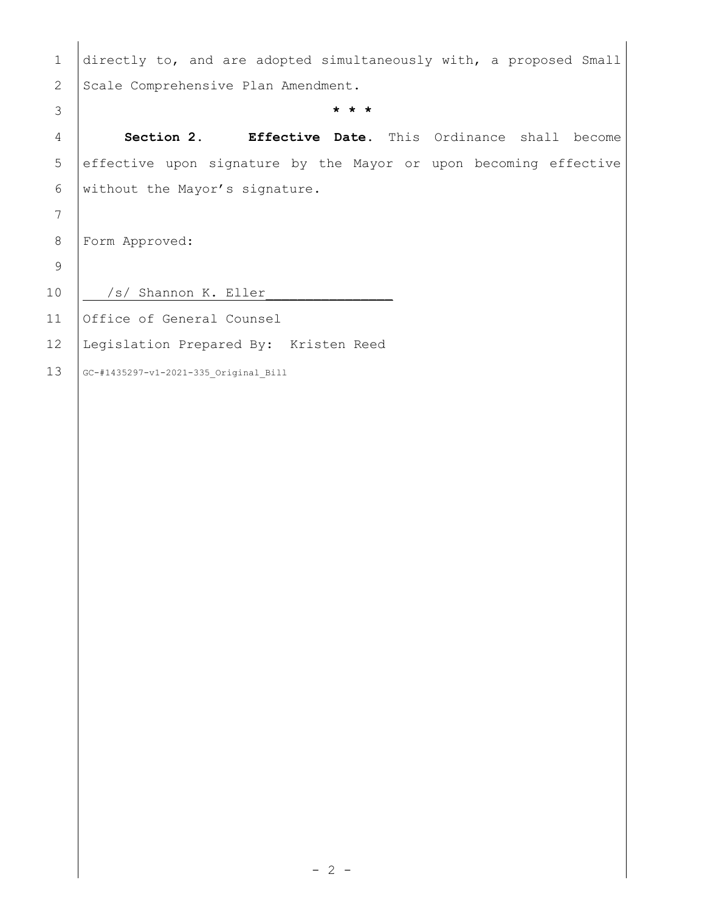directly to, and are adopted simultaneously with, a proposed Small Scale Comprehensive Plan Amendment.

\* \* \*

**Section 2. Effective Date.** This Ordinance shall become effective upon signature by the Mayor or upon becoming effective without the Mayor's signature.

Form Approved:

/s/ Shannon K. Eller

Office of General Counsel

Legislation Prepared By: Kristen Reed

GC-#1435297-v1-2021-335_Original_Bill